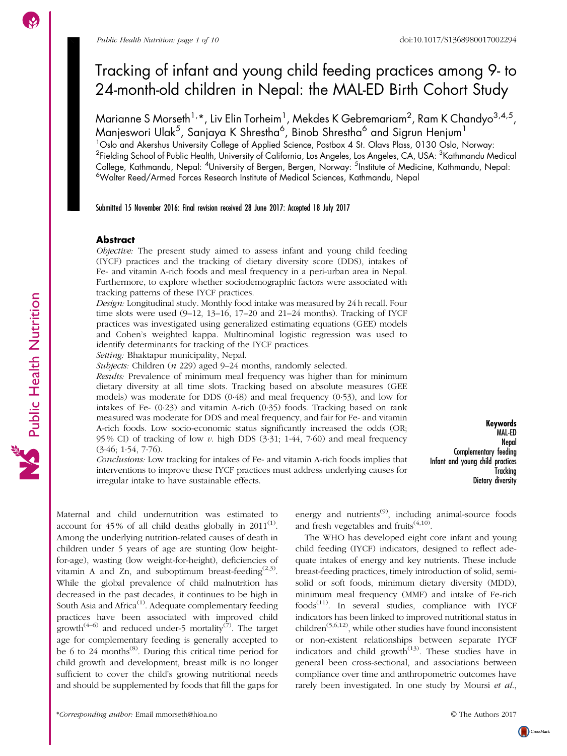# Tracking of infant and young child feeding practices among 9- to 24-month-old children in Nepal: the MAL-ED Birth Cohort Study

Marianne S Morseth[1,*], Liv Elin Torheim[1], Mekdes K Gebremariam[2], Ram K Chandyo[3,4,5], Manjeswori Ulak[5], Sanjaya K Shrestha[6], Binob Shrestha[6] and Sigrun Henjum[1]

[1]Oslo and Akershus University College of Applied Science, Postbox 4 St. Olavs Plass, 0130 Oslo, Norway: [2]Fielding School of Public Health, University of California, Los Angeles, Los Angeles, CA, USA: [3]Kathmandu Medical College, Kathmandu, Nepal: [4]University of Bergen, Bergen, Norway: [5]Institute of Medicine, Kathmandu, Nepal: [6]Walter Reed/Armed Forces Research Institute of Medical Sciences, Kathmandu, Nepal

Submitted 15 November 2016: Final revision received 28 June 2017: Accepted 18 July 2017

## Abstract

*Objective:* The present study aimed to assess infant and young child feeding (IYCF) practices and the tracking of dietary diversity score (DDS), intakes of Fe- and vitamin A-rich foods and meal frequency in a peri-urban area in Nepal. Furthermore, to explore whether sociodemographic factors were associated with tracking patterns of these IYCF practices.

*Design:* Longitudinal study. Monthly food intake was measured by 24 h recall. Four time slots were used (9–12, 13–16, 17–20 and 21–24 months). Tracking of IYCF practices was investigated using generalized estimating equations (GEE) models and Cohen's weighted kappa. Multinominal logistic regression was used to identify determinants for tracking of the IYCF practices.

*Setting:* Bhaktapur municipality, Nepal.

*Subjects:* Children (*n* 229) aged 9–24 months, randomly selected.

*Results:* Prevalence of minimum meal frequency was higher than for minimum dietary diversity at all time slots. Tracking based on absolute measures (GEE models) was moderate for DDS (0·48) and meal frequency (0·53), and low for intakes of Fe- (0·23) and vitamin A-rich (0·35) foods. Tracking based on rank measured was moderate for DDS and meal frequency, and fair for Fe- and vitamin A-rich foods. Low socio-economic status significantly increased the odds (OR; 95 % CI) of tracking of low *v.* high DDS (3·31; 1·44, 7·60) and meal frequency (3·46; 1·54, 7·76).

*Conclusions:* Low tracking for intakes of Fe- and vitamin A-rich foods implies that interventions to improve these IYCF practices must address underlying causes for irregular intake to have sustainable effects.

**Keywords**
MAL-ED
Nepal
Complementary feeding
Infant and young child practices
Tracking
Dietary diversity

Maternal and child undernutrition was estimated to account for 45 % of all child deaths globally in 2011[1]. Among the underlying nutrition-related causes of death in children under 5 years of age are stunting (low height-for-age), wasting (low weight-for-height), deficiencies of vitamin A and Zn, and suboptimum breast-feeding[2,3]. While the global prevalence of child malnutrition has decreased in the past decades, it continues to be high in South Asia and Africa[1]. Adequate complementary feeding practices have been associated with improved child growth[4–6] and reduced under-5 mortality[7]. The target age for complementary feeding is generally accepted to be 6 to 24 months[8]. During this critical time period for child growth and development, breast milk is no longer sufficient to cover the child's growing nutritional needs and should be supplemented by foods that fill the gaps for energy and nutrients[9], including animal-source foods and fresh vegetables and fruits[4,10].

The WHO has developed eight core infant and young child feeding (IYCF) indicators, designed to reflect adequate intakes of energy and key nutrients. These include breast-feeding practices, timely introduction of solid, semi-solid or soft foods, minimum dietary diversity (MDD), minimum meal frequency (MMF) and intake of Fe-rich foods[11]. In several studies, compliance with IYCF indicators has been linked to improved nutritional status in children[5,6,12], while other studies have found inconsistent or non-existent relationships between separate IYCF indicators and child growth[13]. These studies have in general been cross-sectional, and associations between compliance over time and anthropometric outcomes have rarely been investigated. In one study by Moursi *et al.*,

*Corresponding author: Email mmorseth@hioa.no

© The Authors 2017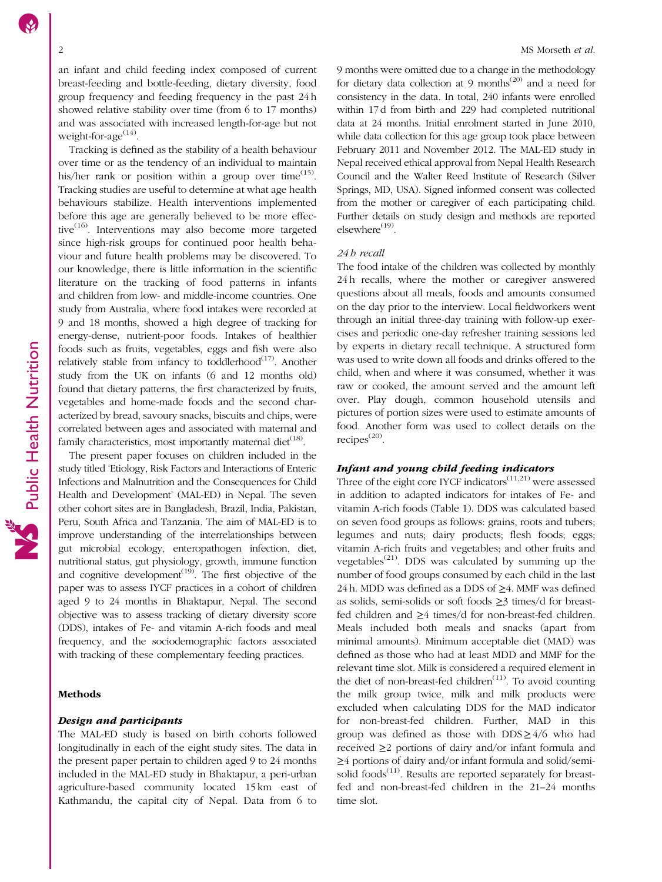an infant and child feeding index composed of current breast-feeding and bottle-feeding, dietary diversity, food group frequency and feeding frequency in the past 24 h showed relative stability over time (from 6 to 17 months) and was associated with increased length-for-age but not weight-for-age[14].

Tracking is defined as the stability of a health behaviour over time or as the tendency of an individual to maintain his/her rank or position within a group over time[15]. Tracking studies are useful to determine at what age health behaviours stabilize. Health interventions implemented before this age are generally believed to be more effective[16]. Interventions may also become more targeted since high-risk groups for continued poor health behaviour and future health problems may be discovered. To our knowledge, there is little information in the scientific literature on the tracking of food patterns in infants and children from low- and middle-income countries. One study from Australia, where food intakes were recorded at 9 and 18 months, showed a high degree of tracking for energy-dense, nutrient-poor foods. Intakes of healthier foods such as fruits, vegetables, eggs and fish were also relatively stable from infancy to toddlerhood[17]. Another study from the UK on infants (6 and 12 months old) found that dietary patterns, the first characterized by fruits, vegetables and home-made foods and the second characterized by bread, savoury snacks, biscuits and chips, were correlated between ages and associated with maternal and family characteristics, most importantly maternal diet[18].

The present paper focuses on children included in the study titled 'Etiology, Risk Factors and Interactions of Enteric Infections and Malnutrition and the Consequences for Child Health and Development' (MAL-ED) in Nepal. The seven other cohort sites are in Bangladesh, Brazil, India, Pakistan, Peru, South Africa and Tanzania. The aim of MAL-ED is to improve understanding of the interrelationships between gut microbial ecology, enteropathogen infection, diet, nutritional status, gut physiology, growth, immune function and cognitive development[19]. The first objective of the paper was to assess IYCF practices in a cohort of children aged 9 to 24 months in Bhaktapur, Nepal. The second objective was to assess tracking of dietary diversity score (DDS), intakes of Fe- and vitamin A-rich foods and meal frequency, and the sociodemographic factors associated with tracking of these complementary feeding practices.

## Methods

### Design and participants

The MAL-ED study is based on birth cohorts followed longitudinally in each of the eight study sites. The data in the present paper pertain to children aged 9 to 24 months included in the MAL-ED study in Bhaktapur, a peri-urban agriculture-based community located 15 km east of Kathmandu, the capital city of Nepal. Data from 6 to 9 months were omitted due to a change in the methodology for dietary data collection at 9 months[20] and a need for consistency in the data. In total, 240 infants were enrolled within 17 d from birth and 229 had completed nutritional data at 24 months. Initial enrolment started in June 2010, while data collection for this age group took place between February 2011 and November 2012. The MAL-ED study in Nepal received ethical approval from Nepal Health Research Council and the Walter Reed Institute of Research (Silver Springs, MD, USA). Signed informed consent was collected from the mother or caregiver of each participating child. Further details on study design and methods are reported elsewhere[19].

### *24 h recall*

The food intake of the children was collected by monthly 24 h recalls, where the mother or caregiver answered questions about all meals, foods and amounts consumed on the day prior to the interview. Local fieldworkers went through an initial three-day training with follow-up exercises and periodic one-day refresher training sessions led by experts in dietary recall technique. A structured form was used to write down all foods and drinks offered to the child, when and where it was consumed, whether it was raw or cooked, the amount served and the amount left over. Play dough, common household utensils and pictures of portion sizes were used to estimate amounts of food. Another form was used to collect details on the recipes[20].

### Infant and young child feeding indicators

Three of the eight core IYCF indicators[11,21] were assessed in addition to adapted indicators for intakes of Fe- and vitamin A-rich foods (Table 1). DDS was calculated based on seven food groups as follows: grains, roots and tubers; legumes and nuts; dairy products; flesh foods; eggs; vitamin A-rich fruits and vegetables; and other fruits and vegetables[21]. DDS was calculated by summing up the number of food groups consumed by each child in the last 24 h. MDD was defined as a DDS of ≥4. MMF was defined as solids, semi-solids or soft foods ≥3 times/d for breast-fed children and ≥4 times/d for non-breast-fed children. Meals included both meals and snacks (apart from minimal amounts). Minimum acceptable diet (MAD) was defined as those who had at least MDD and MMF for the relevant time slot. Milk is considered a required element in the diet of non-breast-fed children[11]. To avoid counting the milk group twice, milk and milk products were excluded when calculating DDS for the MAD indicator for non-breast-fed children. Further, MAD in this group was defined as those with DDS ≥ 4/6 who had received ≥2 portions of dairy and/or infant formula and ≥4 portions of dairy and/or infant formula and solid/semi-solid foods[11]. Results are reported separately for breast-fed and non-breast-fed children in the 21–24 months time slot.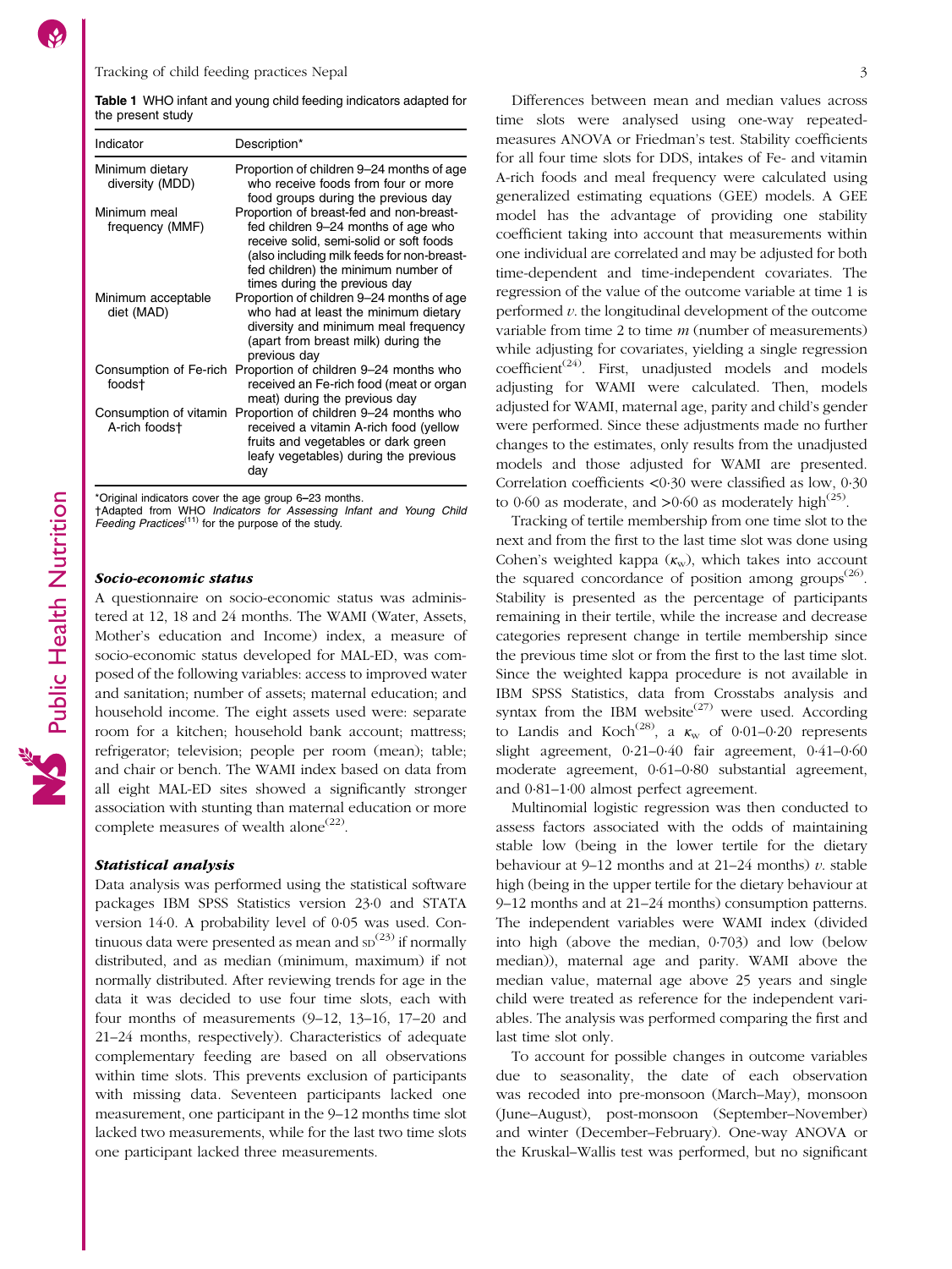**Table 1** WHO infant and young child feeding indicators adapted for the present study

| Indicator | Description* |
|---|---|
| Minimum dietary diversity (MDD) | Proportion of children 9–24 months of age who receive foods from four or more food groups during the previous day |
| Minimum meal frequency (MMF) | Proportion of breast-fed and non-breast-fed children 9–24 months of age who receive solid, semi-solid or soft foods (also including milk feeds for non-breast-fed children) the minimum number of times during the previous day |
| Minimum acceptable diet (MAD) | Proportion of children 9–24 months of age who had at least the minimum dietary diversity and minimum meal frequency (apart from breast milk) during the previous day |
| Consumption of Fe-rich foods† | Proportion of children 9–24 months who received an Fe-rich food (meat or organ meat) during the previous day |
| Consumption of vitamin A-rich foods† | Proportion of children 9–24 months who received a vitamin A-rich food (yellow fruits and vegetables or dark green leafy vegetables) during the previous day |

*Original indicators cover the age group 6–23 months.
†Adapted from WHO *Indicators for Assessing Infant and Young Child Feeding Practices*[11] for the purpose of the study.

### *Socio-economic status*

A questionnaire on socio-economic status was administered at 12, 18 and 24 months. The WAMI (Water, Assets, Mother's education and Income) index, a measure of socio-economic status developed for MAL-ED, was composed of the following variables: access to improved water and sanitation; number of assets; maternal education; and household income. The eight assets used were: separate room for a kitchen; household bank account; mattress; refrigerator; television; people per room (mean); table; and chair or bench. The WAMI index based on data from all eight MAL-ED sites showed a significantly stronger association with stunting than maternal education or more complete measures of wealth alone[22].

### *Statistical analysis*

Data analysis was performed using the statistical software packages IBM SPSS Statistics version 23·0 and STATA version 14·0. A probability level of 0·05 was used. Continuous data were presented as mean and SD[23] if normally distributed, and as median (minimum, maximum) if not normally distributed. After reviewing trends for age in the data it was decided to use four time slots, each with four months of measurements (9–12, 13–16, 17–20 and 21–24 months, respectively). Characteristics of adequate complementary feeding are based on all observations within time slots. This prevents exclusion of participants with missing data. Seventeen participants lacked one measurement, one participant in the 9–12 months time slot lacked two measurements, while for the last two time slots one participant lacked three measurements.

Differences between mean and median values across time slots were analysed using one-way repeated-measures ANOVA or Friedman's test. Stability coefficients for all four time slots for DDS, intakes of Fe- and vitamin A-rich foods and meal frequency were calculated using generalized estimating equations (GEE) models. A GEE model has the advantage of providing one stability coefficient taking into account that measurements within one individual are correlated and may be adjusted for both time-dependent and time-independent covariates. The regression of the value of the outcome variable at time 1 is performed *v.* the longitudinal development of the outcome variable from time 2 to time *m* (number of measurements) while adjusting for covariates, yielding a single regression coefficient[24]. First, unadjusted models and models adjusting for WAMI were calculated. Then, models adjusted for WAMI, maternal age, parity and child's gender were performed. Since these adjustments made no further changes to the estimates, only results from the unadjusted models and those adjusted for WAMI are presented. Correlation coefficients <0·30 were classified as low, 0·30 to 0·60 as moderate, and >0·60 as moderately high[25].

Tracking of tertile membership from one time slot to the next and from the first to the last time slot was done using Cohen's weighted kappa ($\kappa_w$), which takes into account the squared concordance of position among groups[26]. Stability is presented as the percentage of participants remaining in their tertile, while the increase and decrease categories represent change in tertile membership since the previous time slot or from the first to the last time slot. Since the weighted kappa procedure is not available in IBM SPSS Statistics, data from Crosstabs analysis and syntax from the IBM website[27] were used. According to Landis and Koch[28], a $\kappa_w$ of 0·01–0·20 represents slight agreement, 0·21–0·40 fair agreement, 0·41–0·60 moderate agreement, 0·61–0·80 substantial agreement, and 0·81–1·00 almost perfect agreement.

Multinomial logistic regression was then conducted to assess factors associated with the odds of maintaining stable low (being in the lower tertile for the dietary behaviour at 9–12 months and at 21–24 months) *v.* stable high (being in the upper tertile for the dietary behaviour at 9–12 months and at 21–24 months) consumption patterns. The independent variables were WAMI index (divided into high (above the median, 0·703) and low (below median)), maternal age and parity. WAMI above the median value, maternal age above 25 years and single child were treated as reference for the independent variables. The analysis was performed comparing the first and last time slot only.

To account for possible changes in outcome variables due to seasonality, the date of each observation was recoded into pre-monsoon (March–May), monsoon (June–August), post-monsoon (September–November) and winter (December–February). One-way ANOVA or the Kruskal–Wallis test was performed, but no significant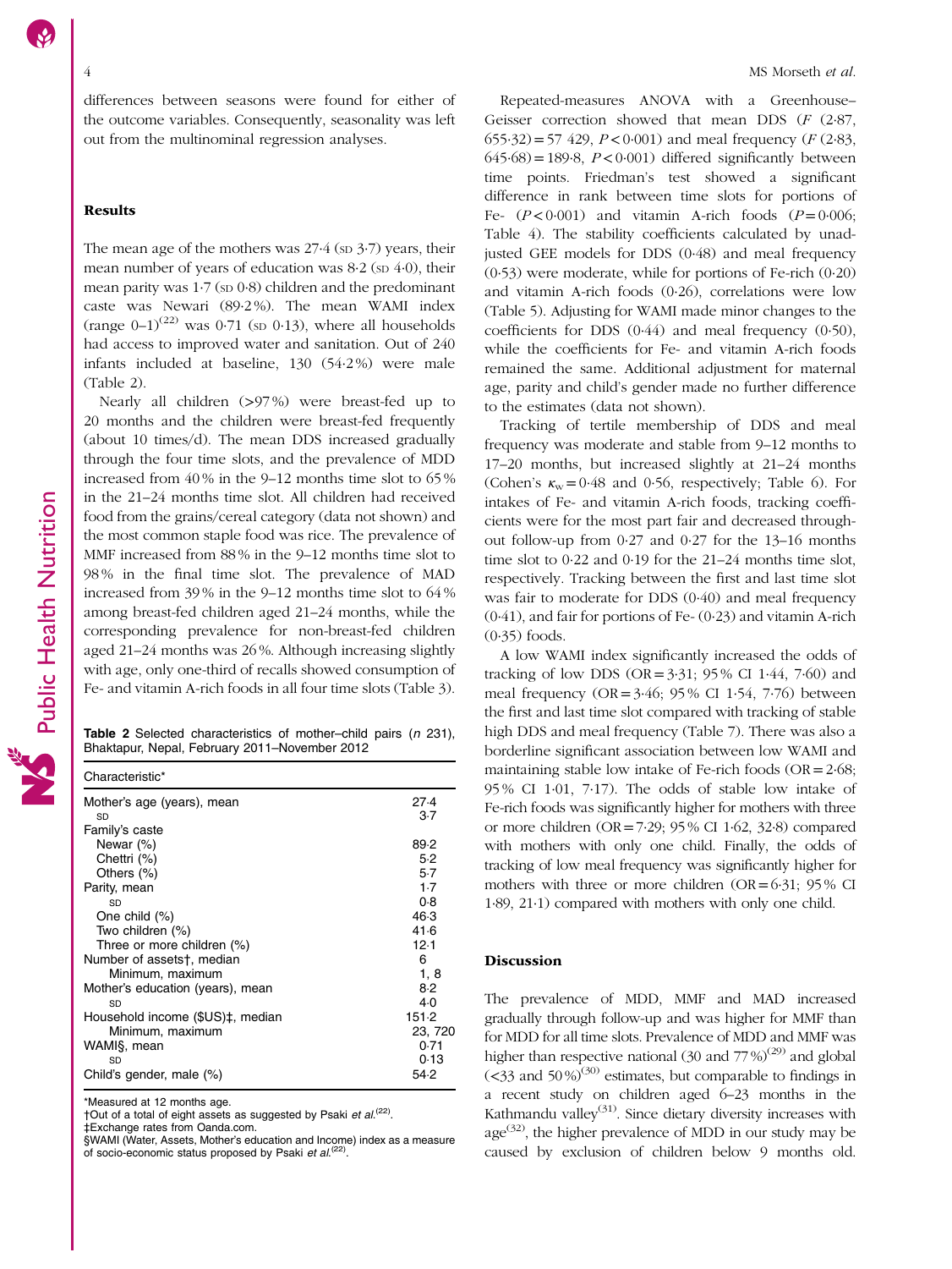differences between seasons were found for either of the outcome variables. Consequently, seasonality was left out from the multinominal regression analyses.

## Results

The mean age of the mothers was 27·4 (SD 3·7) years, their mean number of years of education was 8·2 (SD 4·0), their mean parity was 1·7 (SD 0·8) children and the predominant caste was Newari (89·2 %). The mean WAMI index (range 0–1)[22] was 0·71 (SD 0·13), where all households had access to improved water and sanitation. Out of 240 infants included at baseline, 130 (54·2 %) were male (Table 2).

Nearly all children (>97 %) were breast-fed up to 20 months and the children were breast-fed frequently (about 10 times/d). The mean DDS increased gradually through the four time slots, and the prevalence of MDD increased from 40 % in the 9–12 months time slot to 65 % in the 21–24 months time slot. All children had received food from the grains/cereal category (data not shown) and the most common staple food was rice. The prevalence of MMF increased from 88 % in the 9–12 months time slot to 98 % in the final time slot. The prevalence of MAD increased from 39 % in the 9–12 months time slot to 64 % among breast-fed children aged 21–24 months, while the corresponding prevalence for non-breast-fed children aged 21–24 months was 26 %. Although increasing slightly with age, only one-third of recalls showed consumption of Fe- and vitamin A-rich foods in all four time slots (Table 3).

**Table 2** Selected characteristics of mother–child pairs (*n* 231), Bhaktapur, Nepal, February 2011–November 2012

| Characteristic* | |
|---|---|
| Mother's age (years), mean | 27·4 |
| SD | 3·7 |
| Family's caste | |
| Newar (%) | 89·2 |
| Chettri (%) | 5·2 |
| Others (%) | 5·7 |
| Parity, mean | 1·7 |
| SD | 0·8 |
| One child (%) | 46·3 |
| Two children (%) | 41·6 |
| Three or more children (%) | 12·1 |
| Number of assets†, median | 6 |
| Minimum, maximum | 1, 8 |
| Mother's education (years), mean | 8·2 |
| SD | 4·0 |
| Household income ($US)‡, median | 151·2 |
| Minimum, maximum | 23, 720 |
| WAMI§, mean | 0·71 |
| SD | 0·13 |
| Child's gender, male (%) | 54·2 |

*Measured at 12 months age.
†Out of a total of eight assets as suggested by Psaki *et al.*[22].
‡Exchange rates from Oanda.com.
§WAMI (Water, Assets, Mother's education and Income) index as a measure of socio-economic status proposed by Psaki *et al.*[22].

Repeated-measures ANOVA with a Greenhouse–Geisser correction showed that mean DDS ($F$ (2·87, 655·32) = 57 429, $P$ < 0·001) and meal frequency ($F$ (2·83, 645·68) = 189·8, $P$ < 0·001) differed significantly between time points. Friedman's test showed a significant difference in rank between time slots for portions of Fe- ($P$ < 0·001) and vitamin A-rich foods ($P$ = 0·006; Table 4). The stability coefficients calculated by unadjusted GEE models for DDS (0·48) and meal frequency (0·53) were moderate, while for portions of Fe-rich (0·20) and vitamin A-rich foods (0·26), correlations were low (Table 5). Adjusting for WAMI made minor changes to the coefficients for DDS (0·44) and meal frequency (0·50), while the coefficients for Fe- and vitamin A-rich foods remained the same. Additional adjustment for maternal age, parity and child's gender made no further difference to the estimates (data not shown).

Tracking of tertile membership of DDS and meal frequency was moderate and stable from 9–12 months to 17–20 months, but increased slightly at 21–24 months (Cohen's $\kappa_w$ = 0·48 and 0·56, respectively; Table 6). For intakes of Fe- and vitamin A-rich foods, tracking coefficients were for the most part fair and decreased throughout follow-up from 0·27 and 0·27 for the 13–16 months time slot to 0·22 and 0·19 for the 21–24 months time slot, respectively. Tracking between the first and last time slot was fair to moderate for DDS (0·40) and meal frequency (0·41), and fair for portions of Fe- (0·23) and vitamin A-rich (0·35) foods.

A low WAMI index significantly increased the odds of tracking of low DDS (OR = 3·31; 95 % CI 1·44, 7·60) and meal frequency (OR = 3·46; 95 % CI 1·54, 7·76) between the first and last time slot compared with tracking of stable high DDS and meal frequency (Table 7). There was also a borderline significant association between low WAMI and maintaining stable low intake of Fe-rich foods (OR = 2·68; 95 % CI 1·01, 7·17). The odds of stable low intake of Fe-rich foods was significantly higher for mothers with three or more children (OR = 7·29; 95 % CI 1·62, 32·8) compared with mothers with only one child. Finally, the odds of tracking of low meal frequency was significantly higher for mothers with three or more children (OR = 6·31; 95 % CI 1·89, 21·1) compared with mothers with only one child.

## Discussion

The prevalence of MDD, MMF and MAD increased gradually through follow-up and was higher for MMF than for MDD for all time slots. Prevalence of MDD and MMF was higher than respective national (30 and 77 %)[29] and global (<33 and 50 %)[30] estimates, but comparable to findings in a recent study on children aged 6–23 months in the Kathmandu valley[31]. Since dietary diversity increases with age[32], the higher prevalence of MDD in our study may be caused by exclusion of children below 9 months old.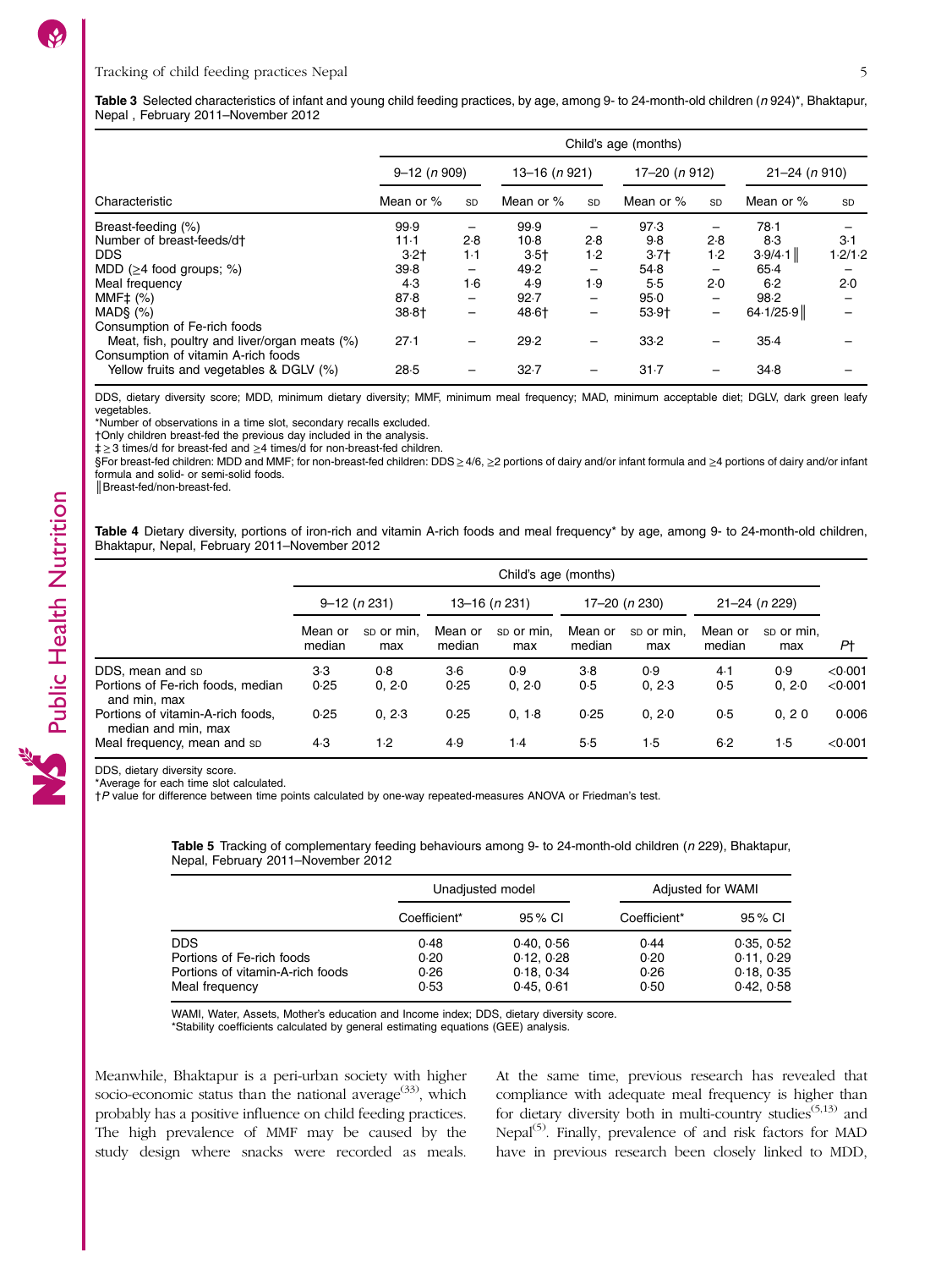**Table 3** Selected characteristics of infant and young child feeding practices, by age, among 9- to 24-month-old children (*n* 924)*, Bhaktapur, Nepal, February 2011–November 2012

| | Child's age (months) | | | | | | | |
|---|---|---|---|---|---|---|---|---|
| | 9–12 (*n* 909) | | 13–16 (*n* 921) | | 17–20 (*n* 912) | | 21–24 (*n* 910) | |
| Characteristic | Mean or % | SD | Mean or % | SD | Mean or % | SD | Mean or % | SD |
| Breast-feeding (%) | 99·9 | – | 99·9 | – | 97·3 | – | 78·1 | – |
| Number of breast-feeds/d† | 11·1 | 2·8 | 10·8 | 2·8 | 9·8 | 2·8 | 8·3 | 3·1 |
| DDS | 3·2† | 1·1 | 3·5† | 1·2 | 3·7† | 1·2 | 3·9/4·1‖ | 1·2/1·2 |
| MDD (≥4 food groups; %) | 39·8 | – | 49·2 | – | 54·8 | – | 65·4 | – |
| Meal frequency | 4·3 | 1·6 | 4·9 | 1·9 | 5·5 | 2·0 | 6·2 | 2·0 |
| MMF‡ (%) | 87·8 | – | 92·7 | – | 95·0 | – | 98·2 | – |
| MAD§ (%) | 38·8† | – | 48·6† | – | 53·9† | – | 64·1/25·9‖ | – |
| Consumption of Fe-rich foods | | | | | | | | |
| Meat, fish, poultry and liver/organ meats (%) | 27·1 | – | 29·2 | – | 33·2 | – | 35·4 | – |
| Consumption of vitamin A-rich foods | | | | | | | | |
| Yellow fruits and vegetables & DGLV (%) | 28·5 | – | 32·7 | – | 31·7 | – | 34·8 | – |

DDS, dietary diversity score; MDD, minimum dietary diversity; MMF, minimum meal frequency; MAD, minimum acceptable diet; DGLV, dark green leafy vegetables.
*Number of observations in a time slot, secondary recalls excluded.
†Only children breast-fed the previous day included in the analysis.
‡≥3 times/d for breast-fed and ≥4 times/d for non-breast-fed children.
§For breast-fed children: MDD and MMF; for non-breast-fed children: DDS ≥ 4/6, ≥2 portions of dairy and/or infant formula and ≥4 portions of dairy and/or infant formula and solid- or semi-solid foods.
‖Breast-fed/non-breast-fed.

**Table 4** Dietary diversity, portions of iron-rich and vitamin A-rich foods and meal frequency* by age, among 9- to 24-month-old children, Bhaktapur, Nepal, February 2011–November 2012

| | Child's age (months) | | | | | | | | |
|---|---|---|---|---|---|---|---|---|---|
| | 9–12 (*n* 231) | | 13–16 (*n* 231) | | 17–20 (*n* 230) | | 21–24 (*n* 229) | | |
| | Mean or median | SD or min, max | Mean or median | SD or min, max | Mean or median | SD or min, max | Mean or median | SD or min, max | *P*† |
| DDS, mean and SD | 3·3 | 0·8 | 3·6 | 0·9 | 3·8 | 0·9 | 4·1 | 0·9 | <0·001 |
| Portions of Fe-rich foods, median and min, max | 0·25 | 0, 2·0 | 0·25 | 0, 2·0 | 0·5 | 0, 2·3 | 0·5 | 0, 2·0 | <0·001 |
| Portions of vitamin-A-rich foods, median and min, max | 0·25 | 0, 2·3 | 0·25 | 0, 1·8 | 0·25 | 0, 2·0 | 0·5 | 0, 2 0 | 0·006 |
| Meal frequency, mean and SD | 4·3 | 1·2 | 4·9 | 1·4 | 5·5 | 1·5 | 6·2 | 1·5 | <0·001 |

DDS, dietary diversity score.
*Average for each time slot calculated.
†*P* value for difference between time points calculated by one-way repeated-measures ANOVA or Friedman's test.

**Table 5** Tracking of complementary feeding behaviours among 9- to 24-month-old children (*n* 229), Bhaktapur, Nepal, February 2011–November 2012

| | Unadjusted model | | Adjusted for WAMI | |
|---|---|---|---|---|
| | Coefficient* | 95 % CI | Coefficient* | 95 % CI |
| DDS | 0·48 | 0·40, 0·56 | 0·44 | 0·35, 0·52 |
| Portions of Fe-rich foods | 0·20 | 0·12, 0·28 | 0·20 | 0·11, 0·29 |
| Portions of vitamin-A-rich foods | 0·26 | 0·18, 0·34 | 0·26 | 0·18, 0·35 |
| Meal frequency | 0·53 | 0·45, 0·61 | 0·50 | 0·42, 0·58 |

WAMI, Water, Assets, Mother's education and Income index; DDS, dietary diversity score.
*Stability coefficients calculated by general estimating equations (GEE) analysis.

Meanwhile, Bhaktapur is a peri-urban society with higher socio-economic status than the national average[33], which probably has a positive influence on child feeding practices. The high prevalence of MMF may be caused by the study design where snacks were recorded as meals. At the same time, previous research has revealed that compliance with adequate meal frequency is higher than for dietary diversity both in multi-country studies[5,13] and Nepal[5]. Finally, prevalence of and risk factors for MAD have in previous research been closely linked to MDD,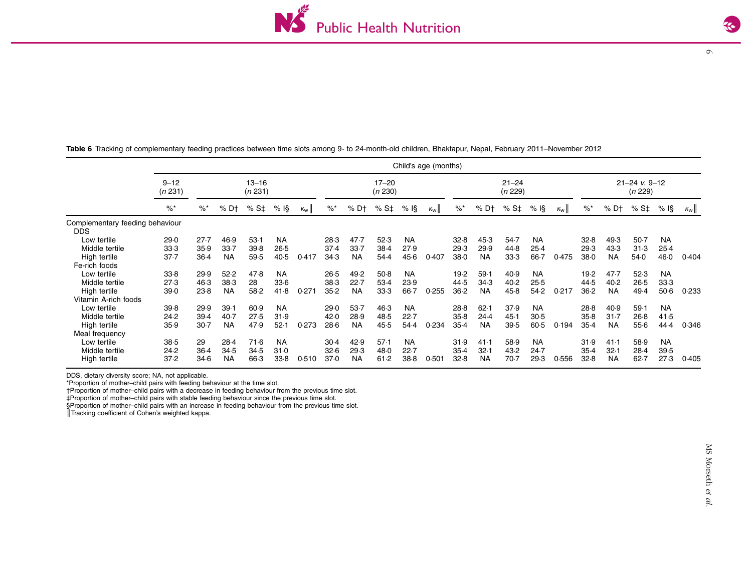**Table 6** Tracking of complementary feeding practices between time slots among 9- to 24-month-old children, Bhaktapur, Nepal, February 2011–November 2012

| | Child's age (months) | | | | | | | | | | | | | | | | | | | | |
|---|---|---|---|---|---|---|---|---|---|---|---|---|---|---|---|---|---|---|---|---|---|
| | 9–12 (*n* 231) | 13–16 (*n* 231) | | | | | 17–20 (*n* 230) | | | | | 21–24 (*n* 229) | | | | | 21–24 *v.* 9–12 (*n* 229) | | | | |
| | %* | %* | % D† | % S‡ | % I§ | $\kappa_w$‖ | %* | % D† | % S‡ | % I§ | $\kappa_w$‖ | %* | % D† | % S‡ | % I§ | $\kappa_w$‖ | %* | % D† | % S‡ | % I§ | $\kappa_w$‖ |
| Complementary feeding behaviour | | | | | | | | | | | | | | | | | | | | | |
| DDS | | | | | | | | | | | | | | | | | | | | | |
| Low tertile | 29·0 | 27·7 | 46·9 | 53·1 | NA | | 28·3 | 47·7 | 52·3 | NA | | 32·8 | 45·3 | 54·7 | NA | | 32·8 | 49·3 | 50·7 | NA | |
| Middle tertile | 33·3 | 35·9 | 33·7 | 39·8 | 26·5 | | 37·4 | 33·7 | 38·4 | 27·9 | | 29·3 | 29·9 | 44·8 | 25·4 | | 29·3 | 43·3 | 31·3 | 25·4 | |
| High tertile | 37·7 | 36·4 | NA | 59·5 | 40·5 | 0·417 | 34·3 | NA | 54·4 | 45·6 | 0·407 | 38·0 | NA | 33·3 | 66·7 | 0·475 | 38·0 | NA | 54·0 | 46·0 | 0·404 |
| Fe-rich foods | | | | | | | | | | | | | | | | | | | | | |
| Low tertile | 33·8 | 29·9 | 52·2 | 47·8 | NA | | 26·5 | 49·2 | 50·8 | NA | | 19·2 | 59·1 | 40·9 | NA | | 19·2 | 47·7 | 52·3 | NA | |
| Middle tertile | 27·3 | 46·3 | 38·3 | 28 | 33·6 | | 38·3 | 22·7 | 53·4 | 23·9 | | 44·5 | 34·3 | 40·2 | 25·5 | | 44·5 | 40·2 | 26·5 | 33·3 | |
| High tertile | 39·0 | 23·8 | NA | 58·2 | 41·8 | 0·271 | 35·2 | NA | 33·3 | 66·7 | 0·255 | 36·2 | NA | 45·8 | 54·2 | 0·217 | 36·2 | NA | 49·4 | 50·6 | 0·233 |
| Vitamin A-rich foods | | | | | | | | | | | | | | | | | | | | | |
| Low tertile | 39·8 | 29·9 | 39·1 | 60·9 | NA | | 29·0 | 53·7 | 46·3 | NA | | 28·8 | 62·1 | 37·9 | NA | | 28·8 | 40·9 | 59·1 | NA | |
| Middle tertile | 24·2 | 39·4 | 40·7 | 27·5 | 31·9 | | 42·0 | 28·9 | 48·5 | 22·7 | | 35·8 | 24·4 | 45·1 | 30·5 | | 35·8 | 31·7 | 26·8 | 41·5 | |
| High tertile | 35·9 | 30·7 | NA | 47·9 | 52·1 | 0·273 | 28·6 | NA | 45·5 | 54·4 | 0·234 | 35·4 | NA | 39·5 | 60·5 | 0·194 | 35·4 | NA | 55·6 | 44·4 | 0·346 |
| Meal frequency | | | | | | | | | | | | | | | | | | | | | |
| Low tertile | 38·5 | 29 | 28·4 | 71·6 | NA | | 30·4 | 42·9 | 57·1 | NA | | 31·9 | 41·1 | 58·9 | NA | | 31·9 | 41·1 | 58·9 | NA | |
| Middle tertile | 24·2 | 36·4 | 34·5 | 34·5 | 31·0 | | 32·6 | 29·3 | 48·0 | 22·7 | | 35·4 | 32·1 | 43·2 | 24·7 | | 35·4 | 32·1 | 28·4 | 39·5 | |
| High tertile | 37·2 | 34·6 | NA | 66·3 | 33·8 | 0·510 | 37·0 | NA | 61·2 | 38·8 | 0·501 | 32·8 | NA | 70·7 | 29·3 | 0·556 | 32·8 | NA | 62·7 | 27·3 | 0·405 |

DDS, dietary diversity score; NA, not applicable.
*Proportion of mother–child pairs with feeding behaviour at the time slot.
†Proportion of mother–child pairs with a decrease in feeding behaviour from the previous time slot.
‡Proportion of mother–child pairs with stable feeding behaviour since the previous time slot.
§Proportion of mother–child pairs with an increase in feeding behaviour from the previous time slot.
‖Tracking coefficient of Cohen's weighted kappa.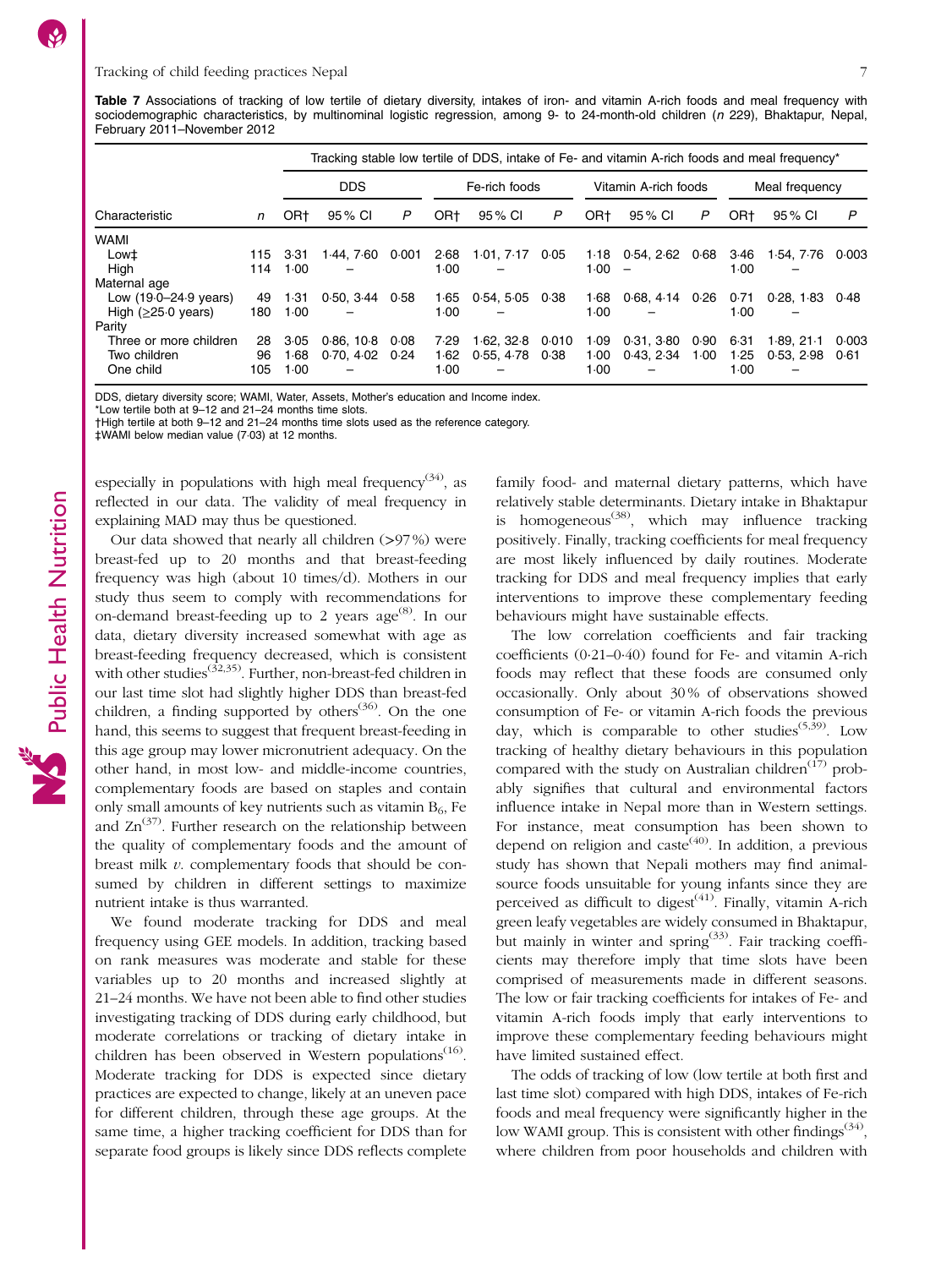**Table 7** Associations of tracking of low tertile of dietary diversity, intakes of iron- and vitamin A-rich foods and meal frequency with sociodemographic characteristics, by multinominal logistic regression, among 9- to 24-month-old children (*n* 229), Bhaktapur, Nepal, February 2011–November 2012

| | | Tracking stable low tertile of DDS, intake of Fe- and vitamin A-rich foods and meal frequency* | | | | | | | | | | | |
|---|---|---|---|---|---|---|---|---|---|---|---|---|---|
| | | DDS | | | Fe-rich foods | | | Vitamin A-rich foods | | | Meal frequency | | |
| Characteristic | *n* | OR† | 95 % CI | *P* | OR† | 95 % CI | *P* | OR† | 95 % CI | *P* | OR† | 95 % CI | *P* |
| WAMI | | | | | | | | | | | | | |
| Low‡ | 115 | 3·31 | 1·44, 7·60 | 0·001 | 2·68 | 1·01, 7·17 | 0·05 | 1·18 | 0·54, 2·62 | 0·68 | 3·46 | 1·54, 7·76 | 0·003 |
| High | 114 | 1·00 | – | | 1·00 | – | | 1·00 | – | | 1·00 | – | |
| Maternal age | | | | | | | | | | | | | |
| Low (19·0–24·9 years) | 49 | 1·31 | 0·50, 3·44 | 0·58 | 1·65 | 0·54, 5·05 | 0·38 | 1·68 | 0·68, 4·14 | 0·26 | 0·71 | 0·28, 1·83 | 0·48 |
| High (≥25·0 years) | 180 | 1·00 | – | | 1·00 | – | | 1·00 | – | | 1·00 | – | |
| Parity | | | | | | | | | | | | | |
| Three or more children | 28 | 3·05 | 0·86, 10·8 | 0·08 | 7·29 | 1·62, 32·8 | 0·010 | 1·09 | 0·31, 3·80 | 0·90 | 6·31 | 1·89, 21·1 | 0·003 |
| Two children | 96 | 1·68 | 0·70, 4·02 | 0·24 | 1·62 | 0·55, 4·78 | 0·38 | 1·00 | 0·43, 2·34 | 1·00 | 1·25 | 0·53, 2·98 | 0·61 |
| One child | 105 | 1·00 | – | | 1·00 | – | | 1·00 | – | | 1·00 | – | |

DDS, dietary diversity score; WAMI, Water, Assets, Mother's education and Income index.
*Low tertile both at 9–12 and 21–24 months time slots.
†High tertile at both 9–12 and 21–24 months time slots used as the reference category.
‡WAMI below median value (7·03) at 12 months.

especially in populations with high meal frequency[34], as reflected in our data. The validity of meal frequency in explaining MAD may thus be questioned.

Our data showed that nearly all children (>97 %) were breast-fed up to 20 months and that breast-feeding frequency was high (about 10 times/d). Mothers in our study thus seem to comply with recommendations for on-demand breast-feeding up to 2 years age[8]. In our data, dietary diversity increased somewhat with age as breast-feeding frequency decreased, which is consistent with other studies[32,35]. Further, non-breast-fed children in our last time slot had slightly higher DDS than breast-fed children, a finding supported by others[36]. On the one hand, this seems to suggest that frequent breast-feeding in this age group may lower micronutrient adequacy. On the other hand, in most low- and middle-income countries, complementary foods are based on staples and contain only small amounts of key nutrients such as vitamin $B_6$, Fe and Zn[37]. Further research on the relationship between the quality of complementary foods and the amount of breast milk *v.* complementary foods that should be consumed by children in different settings to maximize nutrient intake is thus warranted.

We found moderate tracking for DDS and meal frequency using GEE models. In addition, tracking based on rank measures was moderate and stable for these variables up to 20 months and increased slightly at 21–24 months. We have not been able to find other studies investigating tracking of DDS during early childhood, but moderate correlations or tracking of dietary intake in children has been observed in Western populations[16]. Moderate tracking for DDS is expected since dietary practices are expected to change, likely at an uneven pace for different children, through these age groups. At the same time, a higher tracking coefficient for DDS than for separate food groups is likely since DDS reflects complete family food- and maternal dietary patterns, which have relatively stable determinants. Dietary intake in Bhaktapur is homogeneous[38], which may influence tracking positively. Finally, tracking coefficients for meal frequency are most likely influenced by daily routines. Moderate tracking for DDS and meal frequency implies that early interventions to improve these complementary feeding behaviours might have sustainable effects.

The low correlation coefficients and fair tracking coefficients (0·21–0·40) found for Fe- and vitamin A-rich foods may reflect that these foods are consumed only occasionally. Only about 30 % of observations showed consumption of Fe- or vitamin A-rich foods the previous day, which is comparable to other studies[5,39]. Low tracking of healthy dietary behaviours in this population compared with the study on Australian children[17] probably signifies that cultural and environmental factors influence intake in Nepal more than in Western settings. For instance, meat consumption has been shown to depend on religion and caste[40]. In addition, a previous study has shown that Nepali mothers may find animal-source foods unsuitable for young infants since they are perceived as difficult to digest[41]. Finally, vitamin A-rich green leafy vegetables are widely consumed in Bhaktapur, but mainly in winter and spring[33]. Fair tracking coefficients may therefore imply that time slots have been comprised of measurements made in different seasons. The low or fair tracking coefficients for intakes of Fe- and vitamin A-rich foods imply that early interventions to improve these complementary feeding behaviours might have limited sustained effect.

The odds of tracking of low (low tertile at both first and last time slot) compared with high DDS, intakes of Fe-rich foods and meal frequency were significantly higher in the low WAMI group. This is consistent with other findings[34], where children from poor households and children with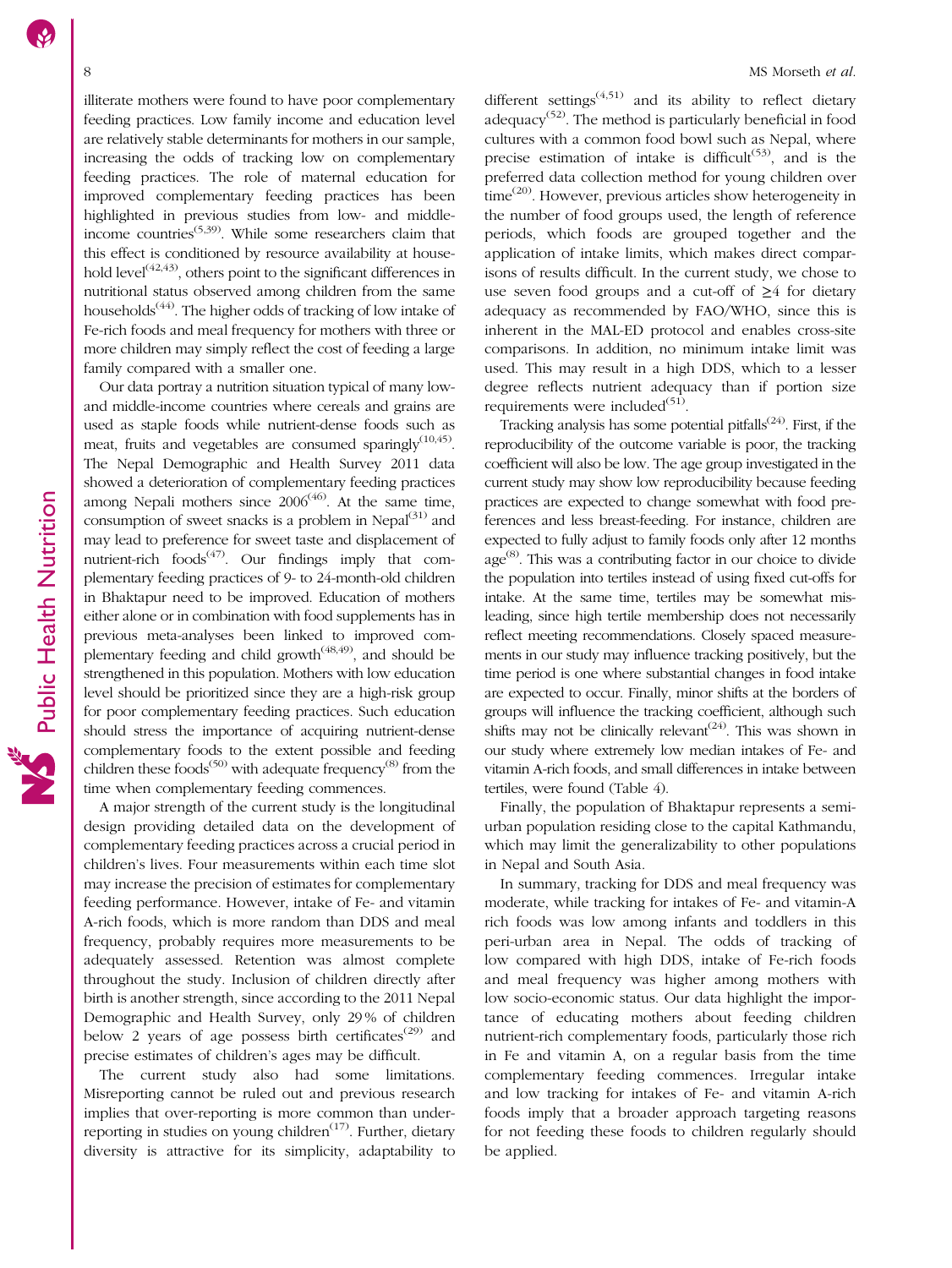illiterate mothers were found to have poor complementary feeding practices. Low family income and education level are relatively stable determinants for mothers in our sample, increasing the odds of tracking low on complementary feeding practices. The role of maternal education for improved complementary feeding practices has been highlighted in previous studies from low- and middle-income countries[5,39]. While some researchers claim that this effect is conditioned by resource availability at household level[42,43], others point to the significant differences in nutritional status observed among children from the same households[44]. The higher odds of tracking of low intake of Fe-rich foods and meal frequency for mothers with three or more children may simply reflect the cost of feeding a large family compared with a smaller one.

Our data portray a nutrition situation typical of many low- and middle-income countries where cereals and grains are used as staple foods while nutrient-dense foods such as meat, fruits and vegetables are consumed sparingly[10,45]. The Nepal Demographic and Health Survey 2011 data showed a deterioration of complementary feeding practices among Nepali mothers since 2006[46]. At the same time, consumption of sweet snacks is a problem in Nepal[31] and may lead to preference for sweet taste and displacement of nutrient-rich foods[47]. Our findings imply that complementary feeding practices of 9- to 24-month-old children in Bhaktapur need to be improved. Education of mothers either alone or in combination with food supplements has in previous meta-analyses been linked to improved complementary feeding and child growth[48,49], and should be strengthened in this population. Mothers with low education level should be prioritized since they are a high-risk group for poor complementary feeding practices. Such education should stress the importance of acquiring nutrient-dense complementary foods to the extent possible and feeding children these foods[50] with adequate frequency[8] from the time when complementary feeding commences.

A major strength of the current study is the longitudinal design providing detailed data on the development of complementary feeding practices across a crucial period in children's lives. Four measurements within each time slot may increase the precision of estimates for complementary feeding performance. However, intake of Fe- and vitamin A-rich foods, which is more random than DDS and meal frequency, probably requires more measurements to be adequately assessed. Retention was almost complete throughout the study. Inclusion of children directly after birth is another strength, since according to the 2011 Nepal Demographic and Health Survey, only 29 % of children below 2 years of age possess birth certificates[29] and precise estimates of children's ages may be difficult.

The current study also had some limitations. Misreporting cannot be ruled out and previous research implies that over-reporting is more common than under-reporting in studies on young children[17]. Further, dietary diversity is attractive for its simplicity, adaptability to different settings[4,51] and its ability to reflect dietary adequacy[52]. The method is particularly beneficial in food cultures with a common food bowl such as Nepal, where precise estimation of intake is difficult[53], and is the preferred data collection method for young children over time[20]. However, previous articles show heterogeneity in the number of food groups used, the length of reference periods, which foods are grouped together and the application of intake limits, which makes direct comparisons of results difficult. In the current study, we chose to use seven food groups and a cut-off of ≥4 for dietary adequacy as recommended by FAO/WHO, since this is inherent in the MAL-ED protocol and enables cross-site comparisons. In addition, no minimum intake limit was used. This may result in a high DDS, which to a lesser degree reflects nutrient adequacy than if portion size requirements were included[51].

Tracking analysis has some potential pitfalls[24]. First, if the reproducibility of the outcome variable is poor, the tracking coefficient will also be low. The age group investigated in the current study may show low reproducibility because feeding practices are expected to change somewhat with food preferences and less breast-feeding. For instance, children are expected to fully adjust to family foods only after 12 months age[8]. This was a contributing factor in our choice to divide the population into tertiles instead of using fixed cut-offs for intake. At the same time, tertiles may be somewhat misleading, since high tertile membership does not necessarily reflect meeting recommendations. Closely spaced measurements in our study may influence tracking positively, but the time period is one where substantial changes in food intake are expected to occur. Finally, minor shifts at the borders of groups will influence the tracking coefficient, although such shifts may not be clinically relevant[24]. This was shown in our study where extremely low median intakes of Fe- and vitamin A-rich foods, and small differences in intake between tertiles, were found (Table 4).

Finally, the population of Bhaktapur represents a semi-urban population residing close to the capital Kathmandu, which may limit the generalizability to other populations in Nepal and South Asia.

In summary, tracking for DDS and meal frequency was moderate, while tracking for intakes of Fe- and vitamin-A rich foods was low among infants and toddlers in this peri-urban area in Nepal. The odds of tracking of low compared with high DDS, intake of Fe-rich foods and meal frequency was higher among mothers with low socio-economic status. Our data highlight the importance of educating mothers about feeding children nutrient-rich complementary foods, particularly those rich in Fe and vitamin A, on a regular basis from the time complementary feeding commences. Irregular intake and low tracking for intakes of Fe- and vitamin A-rich foods imply that a broader approach targeting reasons for not feeding these foods to children regularly should be applied.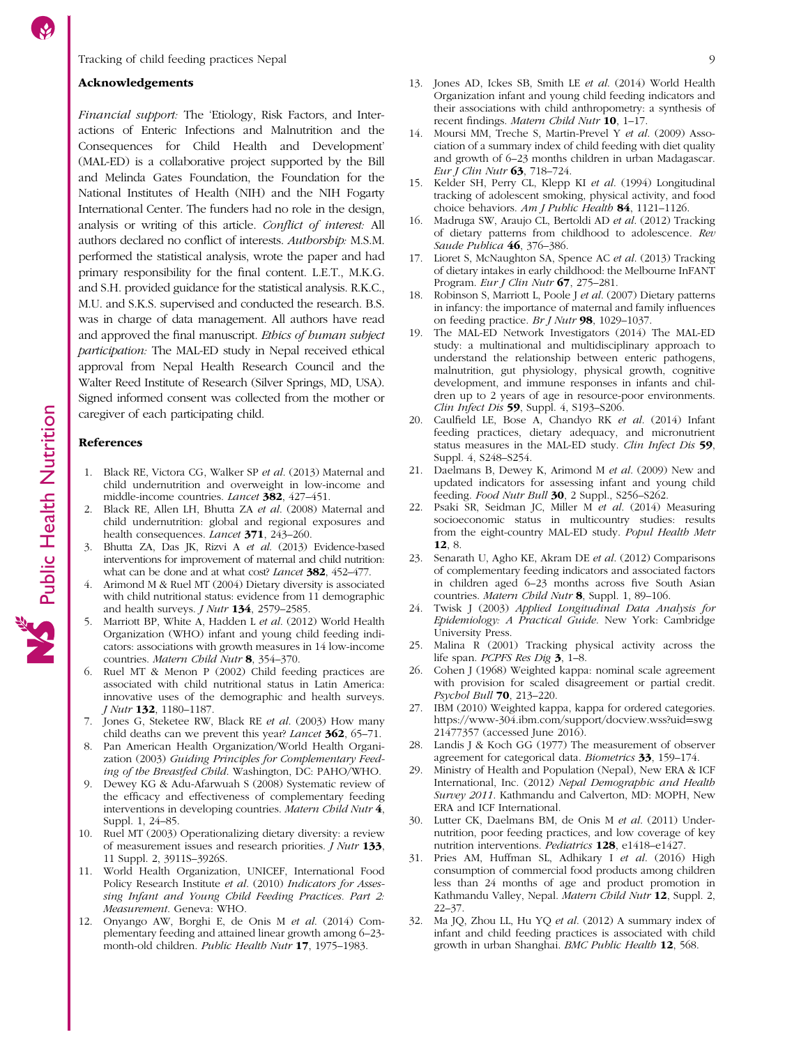## Acknowledgements

*Financial support:* The 'Etiology, Risk Factors, and Interactions of Enteric Infections and Malnutrition and the Consequences for Child Health and Development' (MAL-ED) is a collaborative project supported by the Bill and Melinda Gates Foundation, the Foundation for the National Institutes of Health (NIH) and the NIH Fogarty International Center. The funders had no role in the design, analysis or writing of this article. *Conflict of interest:* All authors declared no conflict of interests. *Authorship:* M.S.M. performed the statistical analysis, wrote the paper and had primary responsibility for the final content. L.E.T., M.K.G. and S.H. provided guidance for the statistical analysis. R.K.C., M.U. and S.K.S. supervised and conducted the research. B.S. was in charge of data management. All authors have read and approved the final manuscript. *Ethics of human subject participation:* The MAL-ED study in Nepal received ethical approval from Nepal Health Research Council and the Walter Reed Institute of Research (Silver Springs, MD, USA). Signed informed consent was collected from the mother or caregiver of each participating child.

## References

1. Black RE, Victora CG, Walker SP *et al.* (2013) Maternal and child undernutrition and overweight in low-income and middle-income countries. *Lancet* **382**, 427–451.
2. Black RE, Allen LH, Bhutta ZA *et al.* (2008) Maternal and child undernutrition: global and regional exposures and health consequences. *Lancet* **371**, 243–260.
3. Bhutta ZA, Das JK, Rizvi A *et al.* (2013) Evidence-based interventions for improvement of maternal and child nutrition: what can be done and at what cost? *Lancet* **382**, 452–477.
4. Arimond M & Ruel MT (2004) Dietary diversity is associated with child nutritional status: evidence from 11 demographic and health surveys. *J Nutr* **134**, 2579–2585.
5. Marriott BP, White A, Hadden L *et al.* (2012) World Health Organization (WHO) infant and young child feeding indicators: associations with growth measures in 14 low-income countries. *Matern Child Nutr* **8**, 354–370.
6. Ruel MT & Menon P (2002) Child feeding practices are associated with child nutritional status in Latin America: innovative uses of the demographic and health surveys. *J Nutr* **132**, 1180–1187.
7. Jones G, Steketee RW, Black RE *et al.* (2003) How many child deaths can we prevent this year? *Lancet* **362**, 65–71.
8. Pan American Health Organization/World Health Organization (2003) *Guiding Principles for Complementary Feeding of the Breastfed Child*. Washington, DC: PAHO/WHO.
9. Dewey KG & Adu-Afarwuah S (2008) Systematic review of the efficacy and effectiveness of complementary feeding interventions in developing countries. *Matern Child Nutr* **4**, Suppl. 1, 24–85.
10. Ruel MT (2003) Operationalizing dietary diversity: a review of measurement issues and research priorities. *J Nutr* **133**, 11 Suppl. 2, 3911S–3926S.
11. World Health Organization, UNICEF, International Food Policy Research Institute *et al.* (2010) *Indicators for Assessing Infant and Young Child Feeding Practices. Part 2: Measurement*. Geneva: WHO.
12. Onyango AW, Borghi E, de Onis M *et al.* (2014) Complementary feeding and attained linear growth among 6–23-month-old children. *Public Health Nutr* **17**, 1975–1983.
13. Jones AD, Ickes SB, Smith LE *et al.* (2014) World Health Organization infant and young child feeding indicators and their associations with child anthropometry: a synthesis of recent findings. *Matern Child Nutr* **10**, 1–17.
14. Moursi MM, Treche S, Martin-Prevel Y *et al.* (2009) Association of a summary index of child feeding with diet quality and growth of 6–23 months children in urban Madagascar. *Eur J Clin Nutr* **63**, 718–724.
15. Kelder SH, Perry CL, Klepp KI *et al.* (1994) Longitudinal tracking of adolescent smoking, physical activity, and food choice behaviors. *Am J Public Health* **84**, 1121–1126.
16. Madruga SW, Araujo CL, Bertoldi AD *et al.* (2012) Tracking of dietary patterns from childhood to adolescence. *Rev Saude Publica* **46**, 376–386.
17. Lioret S, McNaughton SA, Spence AC *et al.* (2013) Tracking of dietary intakes in early childhood: the Melbourne InFANT Program. *Eur J Clin Nutr* **67**, 275–281.
18. Robinson S, Marriott L, Poole J *et al.* (2007) Dietary patterns in infancy: the importance of maternal and family influences on feeding practice. *Br J Nutr* **98**, 1029–1037.
19. The MAL-ED Network Investigators (2014) The MAL-ED study: a multinational and multidisciplinary approach to understand the relationship between enteric pathogens, malnutrition, gut physiology, physical growth, cognitive development, and immune responses in infants and children up to 2 years of age in resource-poor environments. *Clin Infect Dis* **59**, Suppl. 4, S193–S206.
20. Caulfield LE, Bose A, Chandyo RK *et al.* (2014) Infant feeding practices, dietary adequacy, and micronutrient status measures in the MAL-ED study. *Clin Infect Dis* **59**, Suppl. 4, S248–S254.
21. Daelmans B, Dewey K, Arimond M *et al.* (2009) New and updated indicators for assessing infant and young child feeding. *Food Nutr Bull* **30**, 2 Suppl., S256–S262.
22. Psaki SR, Seidman JC, Miller M *et al.* (2014) Measuring socioeconomic status in multicountry studies: results from the eight-country MAL-ED study. *Popul Health Metr* **12**, 8.
23. Senarath U, Agho KE, Akram DE *et al.* (2012) Comparisons of complementary feeding indicators and associated factors in children aged 6–23 months across five South Asian countries. *Matern Child Nutr* **8**, Suppl. 1, 89–106.
24. Twisk J (2003) *Applied Longitudinal Data Analysis for Epidemiology: A Practical Guide*. New York: Cambridge University Press.
25. Malina R (2001) Tracking physical activity across the life span. *PCPFS Res Dig* **3**, 1–8.
26. Cohen J (1968) Weighted kappa: nominal scale agreement with provision for scaled disagreement or partial credit. *Psychol Bull* **70**, 213–220.
27. IBM (2010) Weighted kappa, kappa for ordered categories. https://www-304.ibm.com/support/docview.wss?uid=swg21477357 (accessed June 2016).
28. Landis J & Koch GG (1977) The measurement of observer agreement for categorical data. *Biometrics* **33**, 159–174.
29. Ministry of Health and Population (Nepal), New ERA & ICF International, Inc. (2012) *Nepal Demographic and Health Survey 2011*. Kathmandu and Calverton, MD: MOPH, New ERA and ICF International.
30. Lutter CK, Daelmans BM, de Onis M *et al.* (2011) Undernutrition, poor feeding practices, and low coverage of key nutrition interventions. *Pediatrics* **128**, e1418–e1427.
31. Pries AM, Huffman SL, Adhikary I *et al.* (2016) High consumption of commercial food products among children less than 24 months of age and product promotion in Kathmandu Valley, Nepal. *Matern Child Nutr* **12**, Suppl. 2, 22–37.
32. Ma JQ, Zhou LL, Hu YQ *et al.* (2012) A summary index of infant and child feeding practices is associated with child growth in urban Shanghai. *BMC Public Health* **12**, 568.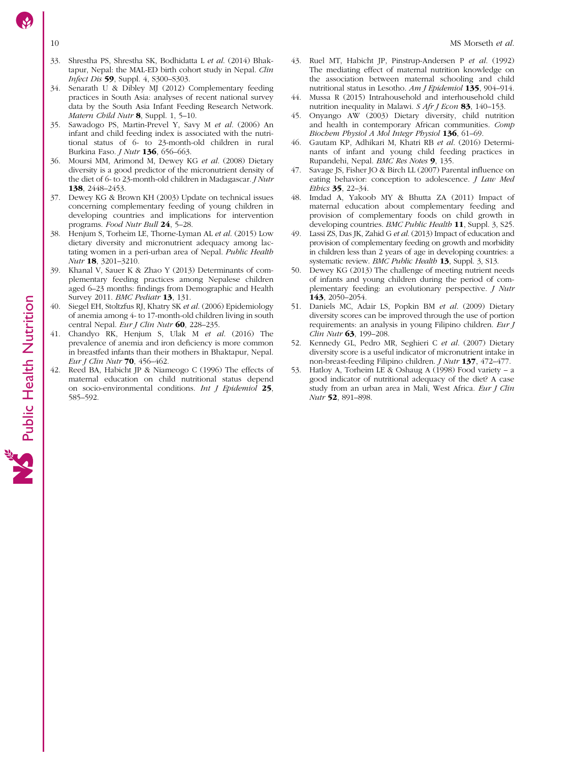33. Shrestha PS, Shrestha SK, Bodhidatta L *et al.* (2014) Bhaktapur, Nepal: the MAL-ED birth cohort study in Nepal. *Clin Infect Dis* **59**, Suppl. 4, S300–S303.
34. Senarath U & Dibley MJ (2012) Complementary feeding practices in South Asia: analyses of recent national survey data by the South Asia Infant Feeding Research Network. *Matern Child Nutr* **8**, Suppl. 1, 5–10.
35. Sawadogo PS, Martin-Prevel Y, Savy M *et al.* (2006) An infant and child feeding index is associated with the nutritional status of 6- to 23-month-old children in rural Burkina Faso. *J Nutr* **136**, 656–663.
36. Moursi MM, Arimond M, Dewey KG *et al.* (2008) Dietary diversity is a good predictor of the micronutrient density of the diet of 6- to 23-month-old children in Madagascar. *J Nutr* **138**, 2448–2453.
37. Dewey KG & Brown KH (2003) Update on technical issues concerning complementary feeding of young children in developing countries and implications for intervention programs. *Food Nutr Bull* **24**, 5–28.
38. Henjum S, Torheim LE, Thorne-Lyman AL *et al.* (2015) Low dietary diversity and micronutrient adequacy among lactating women in a peri-urban area of Nepal. *Public Health Nutr* **18**, 3201–3210.
39. Khanal V, Sauer K & Zhao Y (2013) Determinants of complementary feeding practices among Nepalese children aged 6–23 months: findings from Demographic and Health Survey 2011. *BMC Pediatr* **13**, 131.
40. Siegel EH, Stoltzfus RJ, Khatry SK *et al.* (2006) Epidemiology of anemia among 4- to 17-month-old children living in south central Nepal. *Eur J Clin Nutr* **60**, 228–235.
41. Chandyo RK, Henjum S, Ulak M *et al.* (2016) The prevalence of anemia and iron deficiency is more common in breastfed infants than their mothers in Bhaktapur, Nepal. *Eur J Clin Nutr* **70**, 456–462.
42. Reed BA, Habicht JP & Niameogo C (1996) The effects of maternal education on child nutritional status depend on socio-environmental conditions. *Int J Epidemiol* **25**, 585–592.
43. Ruel MT, Habicht JP, Pinstrup-Andersen P *et al.* (1992) The mediating effect of maternal nutrition knowledge on the association between maternal schooling and child nutritional status in Lesotho. *Am J Epidemiol* **135**, 904–914.
44. Mussa R (2015) Intrahousehold and interhousehold child nutrition inequality in Malawi. *S Afr J Econ* **83**, 140–153.
45. Onyango AW (2003) Dietary diversity, child nutrition and health in contemporary African communities. *Comp Biochem Physiol A Mol Integr Physiol* **136**, 61–69.
46. Gautam KP, Adhikari M, Khatri RB *et al.* (2016) Determinants of infant and young child feeding practices in Rupandehi, Nepal. *BMC Res Notes* **9**, 135.
47. Savage JS, Fisher JO & Birch LL (2007) Parental influence on eating behavior: conception to adolescence. *J Law Med Ethics* **35**, 22–34.
48. Imdad A, Yakoob MY & Bhutta ZA (2011) Impact of maternal education about complementary feeding and provision of complementary foods on child growth in developing countries. *BMC Public Health* **11**, Suppl. 3, S25.
49. Lassi ZS, Das JK, Zahid G *et al.* (2013) Impact of education and provision of complementary feeding on growth and morbidity in children less than 2 years of age in developing countries: a systematic review. *BMC Public Health* **13**, Suppl. 3, S13.
50. Dewey KG (2013) The challenge of meeting nutrient needs of infants and young children during the period of complementary feeding: an evolutionary perspective. *J Nutr* **143**, 2050–2054.
51. Daniels MC, Adair LS, Popkin BM *et al.* (2009) Dietary diversity scores can be improved through the use of portion requirements: an analysis in young Filipino children. *Eur J Clin Nutr* **63**, 199–208.
52. Kennedy GL, Pedro MR, Seghieri C *et al.* (2007) Dietary diversity score is a useful indicator of micronutrient intake in non-breast-feeding Filipino children. *J Nutr* **137**, 472–477.
53. Hatloy A, Torheim LE & Oshaug A (1998) Food variety – a good indicator of nutritional adequacy of the diet? A case study from an urban area in Mali, West Africa. *Eur J Clin Nutr* **52**, 891–898.